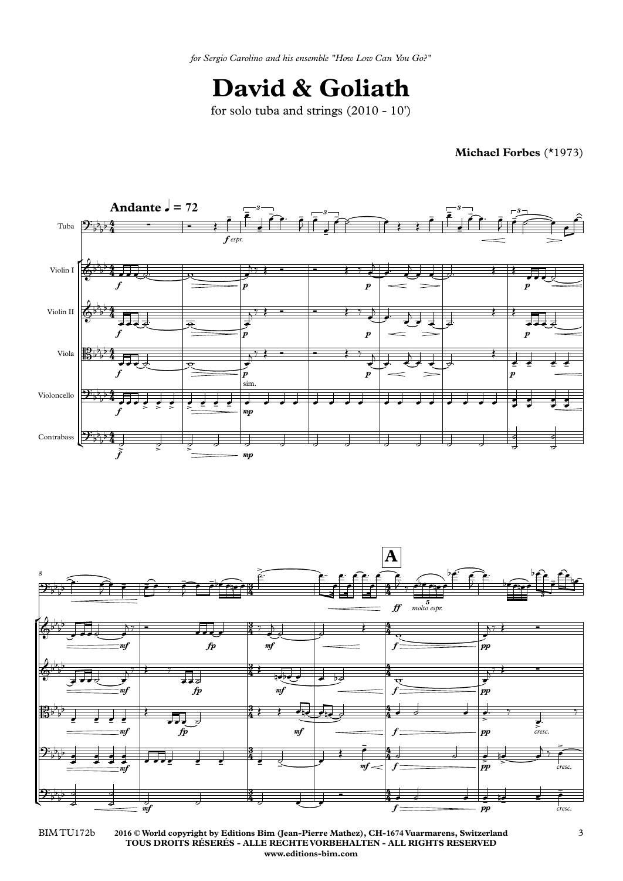*for Sergio Carolino and his ensemble "How Low Can You Go?"*

# David & Goliath

for solo tuba and strings (2010 - 10')

**Michael Forbes** (*1973)

2016 © World copyright by Editions Bim (Jean-Pierre Mathez), CH-1674 Vuarmarens, Switzerland
TOUS DROITS RÉSERÉS - ALLE RECHTE VORBEHALTEN - ALL RIGHTS RESERVED
www.editions-bim.com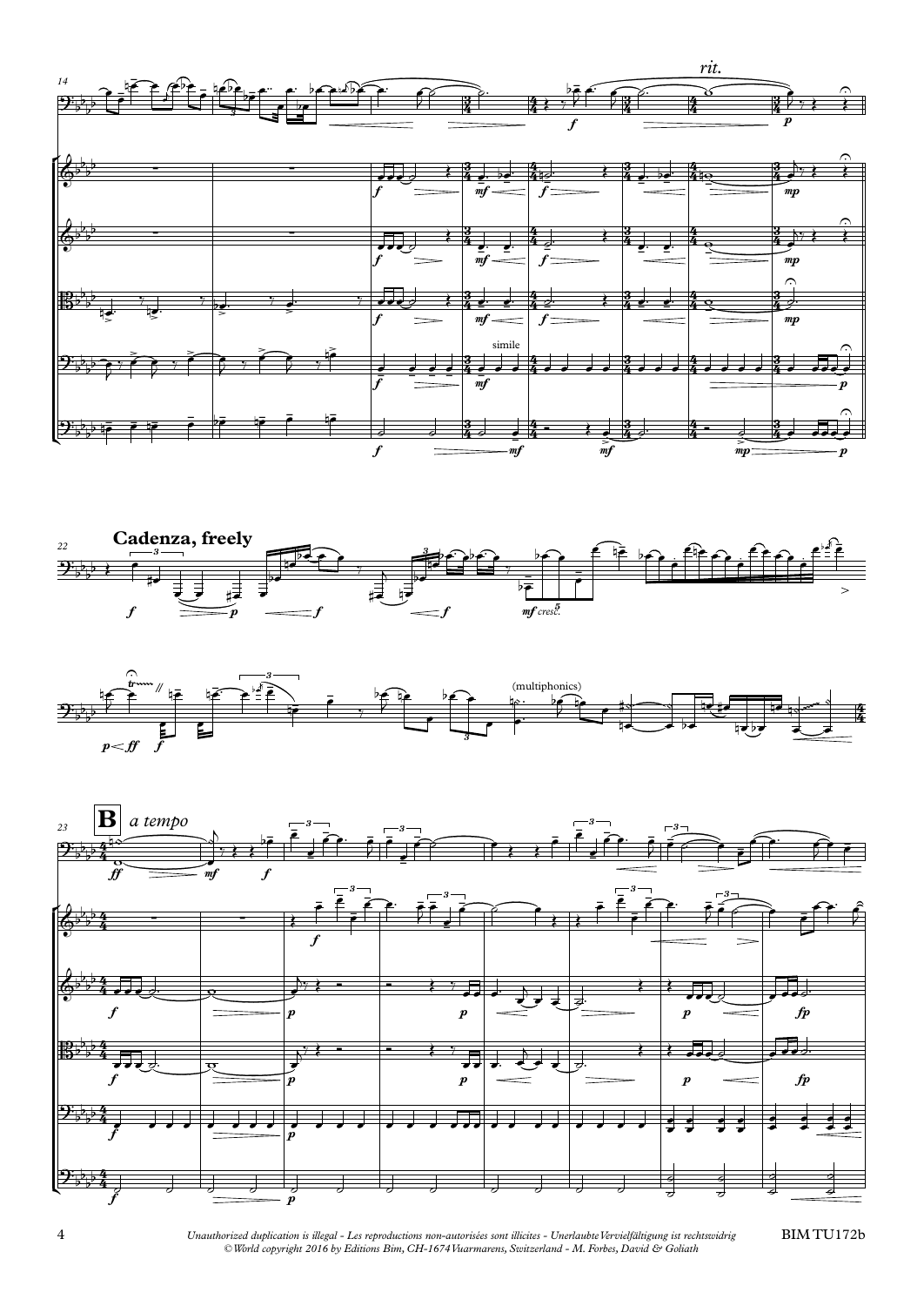*rit.*

**Cadenza, freely**

(multiphonics)

**B** *a tempo*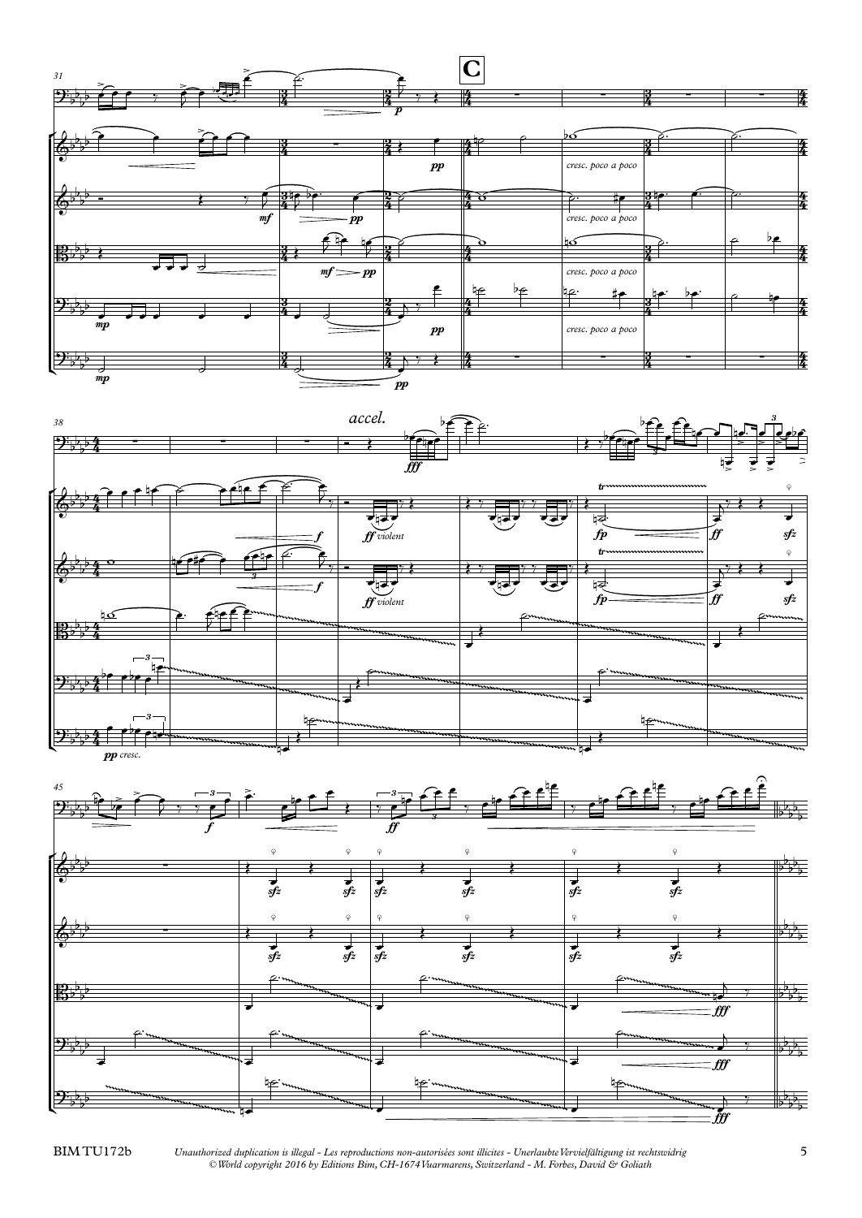**C**

*cresc. poco a poco*

*accel.*

*ff violent*

*pp cresc.*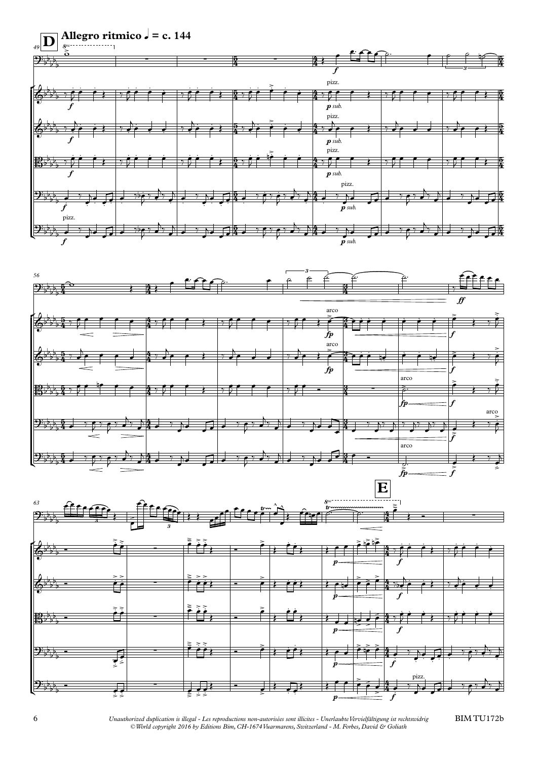**D** **Allegro ritmico** ♩ = c. 144

**E**

*Unauthorized duplication is illegal - Les reproductions non-autorisées sont illicites - Unerlaubte Vervielfältigung ist rechtswidrig*
*© World copyright 2016 by Editions Bim, CH-1674 Vuarmarens, Switzerland - M. Forbes, David & Goliath*

BIM TU172b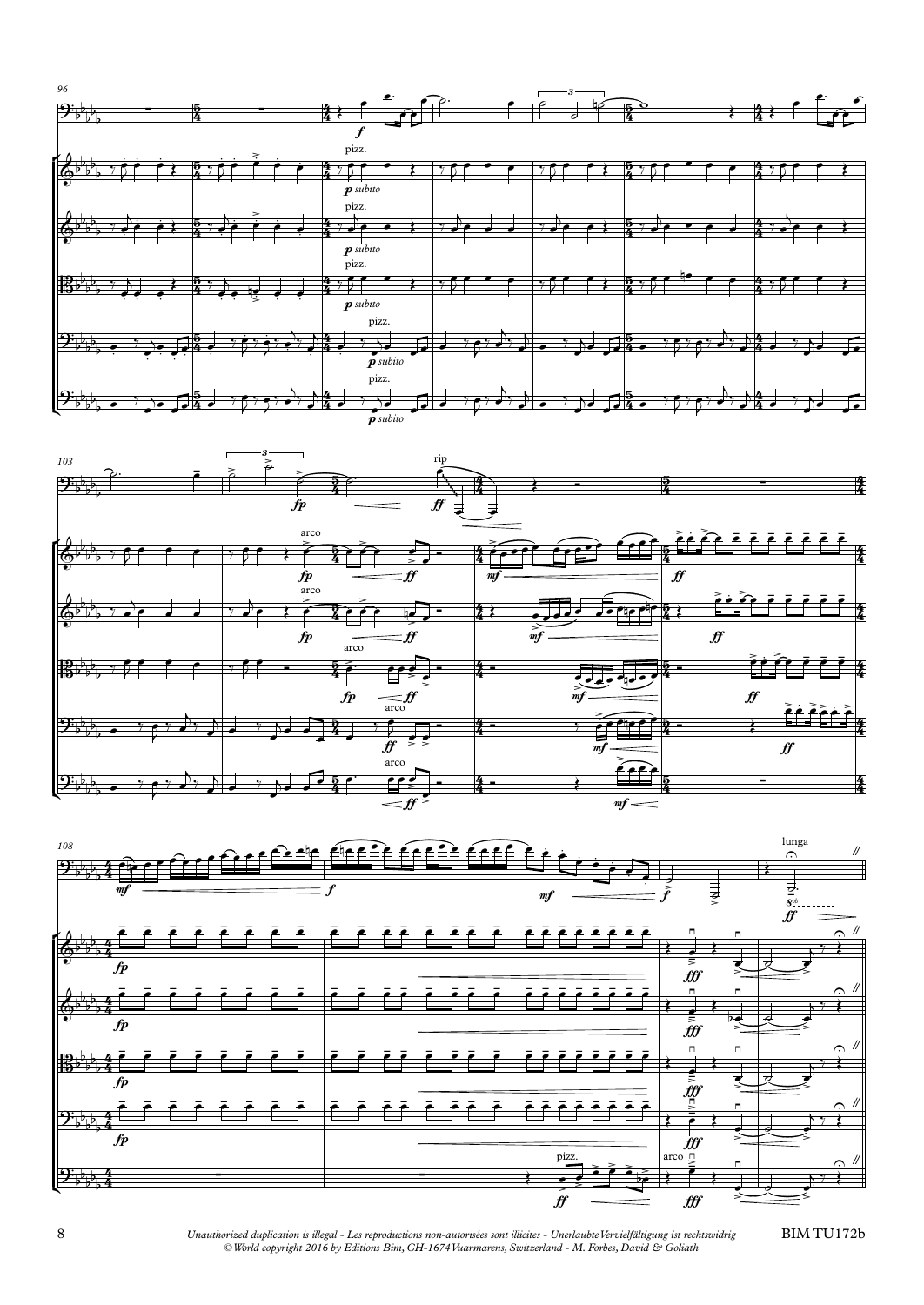Unauthorized duplication is illegal - Les reproductions non-autorisées sont illicites - Unerlaubte Vervielfältigung ist rechtswidrig
© World copyright 2016 by Editions Bim, CH-1674 Vuarmarens, Switzerland - M. Forbes, David & Goliath